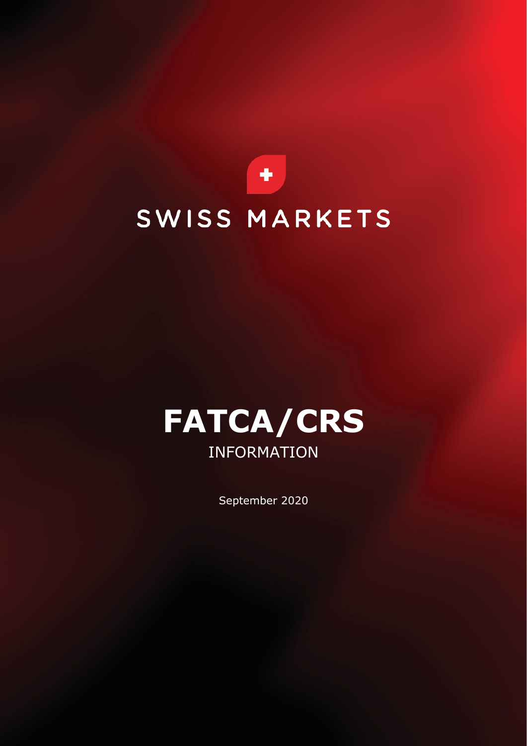SWISS MARKETS

# FATCA/CRS

INFORMATION

September 2020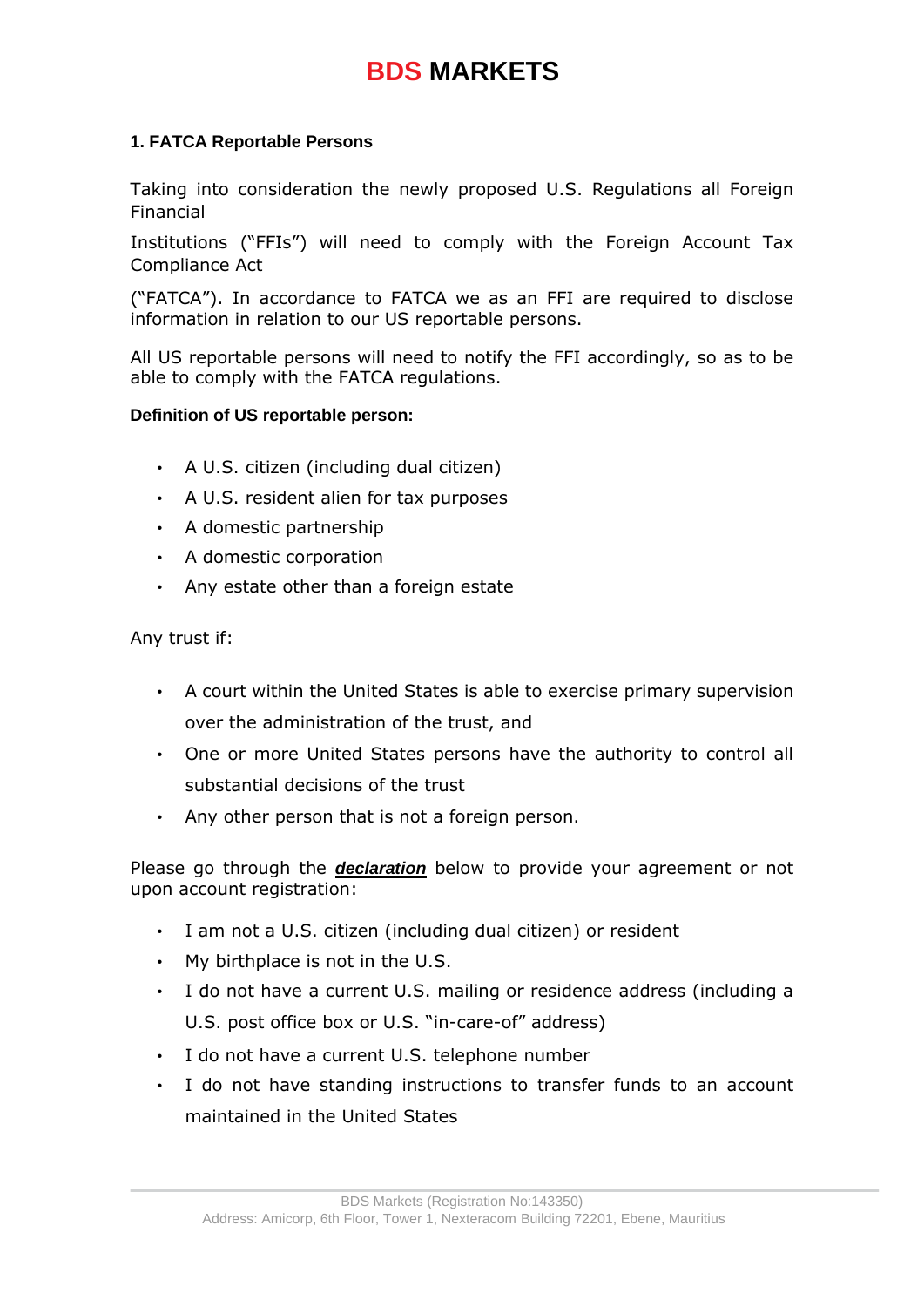# BDS MARKETS

### 1. FATCA Reportable Persons

Taking into consideration the newly proposed U.S. Regulations all Foreign Financial

Institutions ("FFIs") will need to comply with the Foreign Account Tax Compliance Act

("FATCA"). In accordance to FATCA we as an FFI are required to disclose information in relation to our US reportable persons.

All US reportable persons will need to notify the FFI accordingly, so as to be able to comply with the FATCA regulations.

**Definition of US reportable person:**

- A U.S. citizen (including dual citizen)
- A U.S. resident alien for tax purposes
- A domestic partnership
- A domestic corporation
- Any estate other than a foreign estate

Any trust if:

- A court within the United States is able to exercise primary supervision over the administration of the trust, and
- One or more United States persons have the authority to control all substantial decisions of the trust
- Any other person that is not a foreign person.

Please go through the ***declaration*** below to provide your agreement or not upon account registration:

- I am not a U.S. citizen (including dual citizen) or resident
- My birthplace is not in the U.S.
- I do not have a current U.S. mailing or residence address (including a U.S. post office box or U.S. "in-care-of" address)
- I do not have a current U.S. telephone number
- I do not have standing instructions to transfer funds to an account maintained in the United States

BDS Markets (Registration No:143350)
Address: Amicorp, 6th Floor, Tower 1, Nexteracom Building 72201, Ebene, Mauritius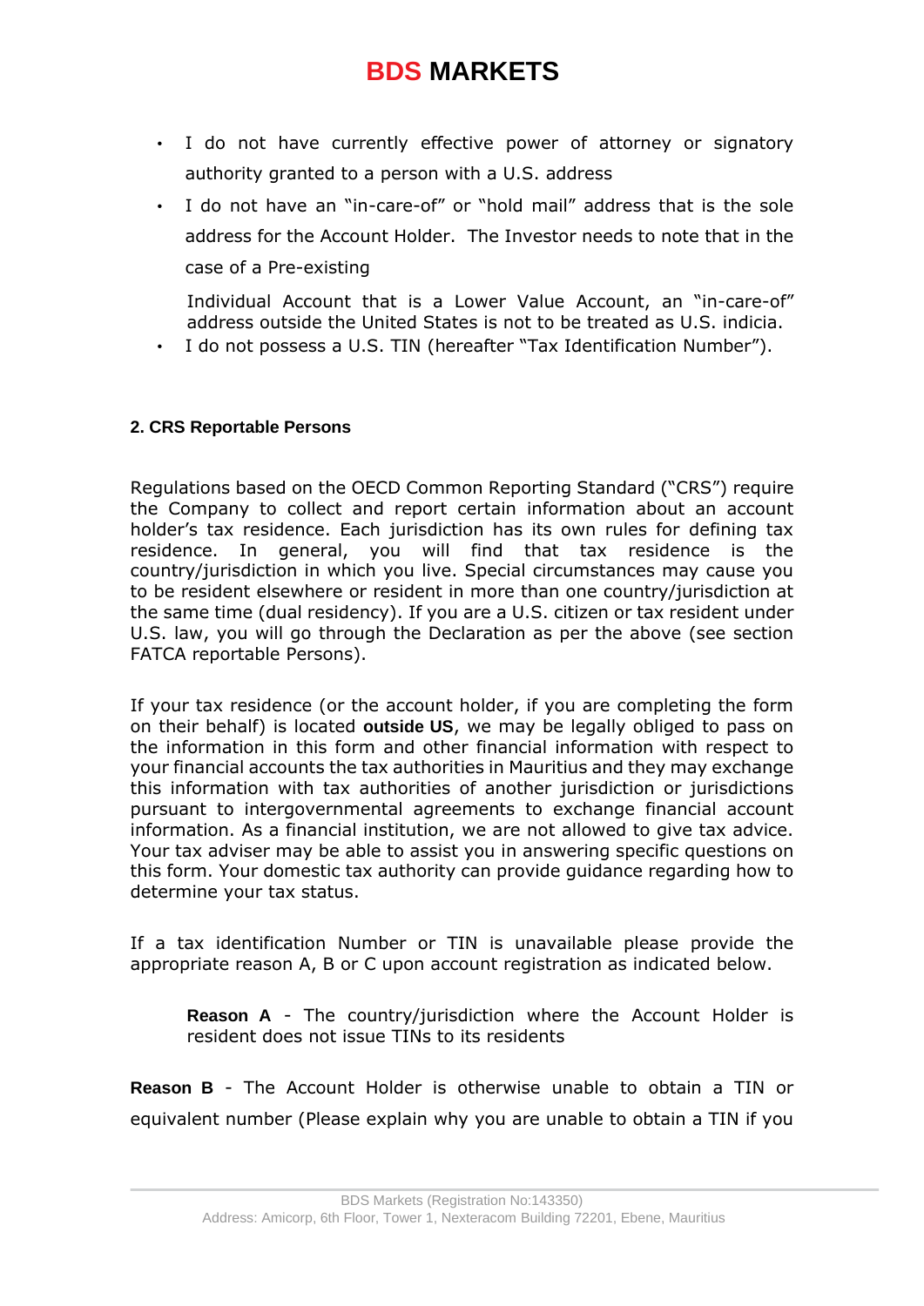- I do not have currently effective power of attorney or signatory authority granted to a person with a U.S. address
- I do not have an "in-care-of" or "hold mail" address that is the sole address for the Account Holder. The Investor needs to note that in the case of a Pre-existing

  Individual Account that is a Lower Value Account, an "in-care-of" address outside the United States is not to be treated as U.S. indicia.
- I do not possess a U.S. TIN (hereafter "Tax Identification Number").

#### 2. CRS Reportable Persons

Regulations based on the OECD Common Reporting Standard ("CRS") require the Company to collect and report certain information about an account holder's tax residence. Each jurisdiction has its own rules for defining tax residence. In general, you will find that tax residence is the country/jurisdiction in which you live. Special circumstances may cause you to be resident elsewhere or resident in more than one country/jurisdiction at the same time (dual residency). If you are a U.S. citizen or tax resident under U.S. law, you will go through the Declaration as per the above (see section FATCA reportable Persons).

If your tax residence (or the account holder, if you are completing the form on their behalf) is located **outside US**, we may be legally obliged to pass on the information in this form and other financial information with respect to your financial accounts the tax authorities in Mauritius and they may exchange this information with tax authorities of another jurisdiction or jurisdictions pursuant to intergovernmental agreements to exchange financial account information. As a financial institution, we are not allowed to give tax advice. Your tax adviser may be able to assist you in answering specific questions on this form. Your domestic tax authority can provide guidance regarding how to determine your tax status.

If a tax identification Number or TIN is unavailable please provide the appropriate reason A, B or C upon account registration as indicated below.

**Reason A** - The country/jurisdiction where the Account Holder is resident does not issue TINs to its residents

**Reason B** - The Account Holder is otherwise unable to obtain a TIN or equivalent number (Please explain why you are unable to obtain a TIN if you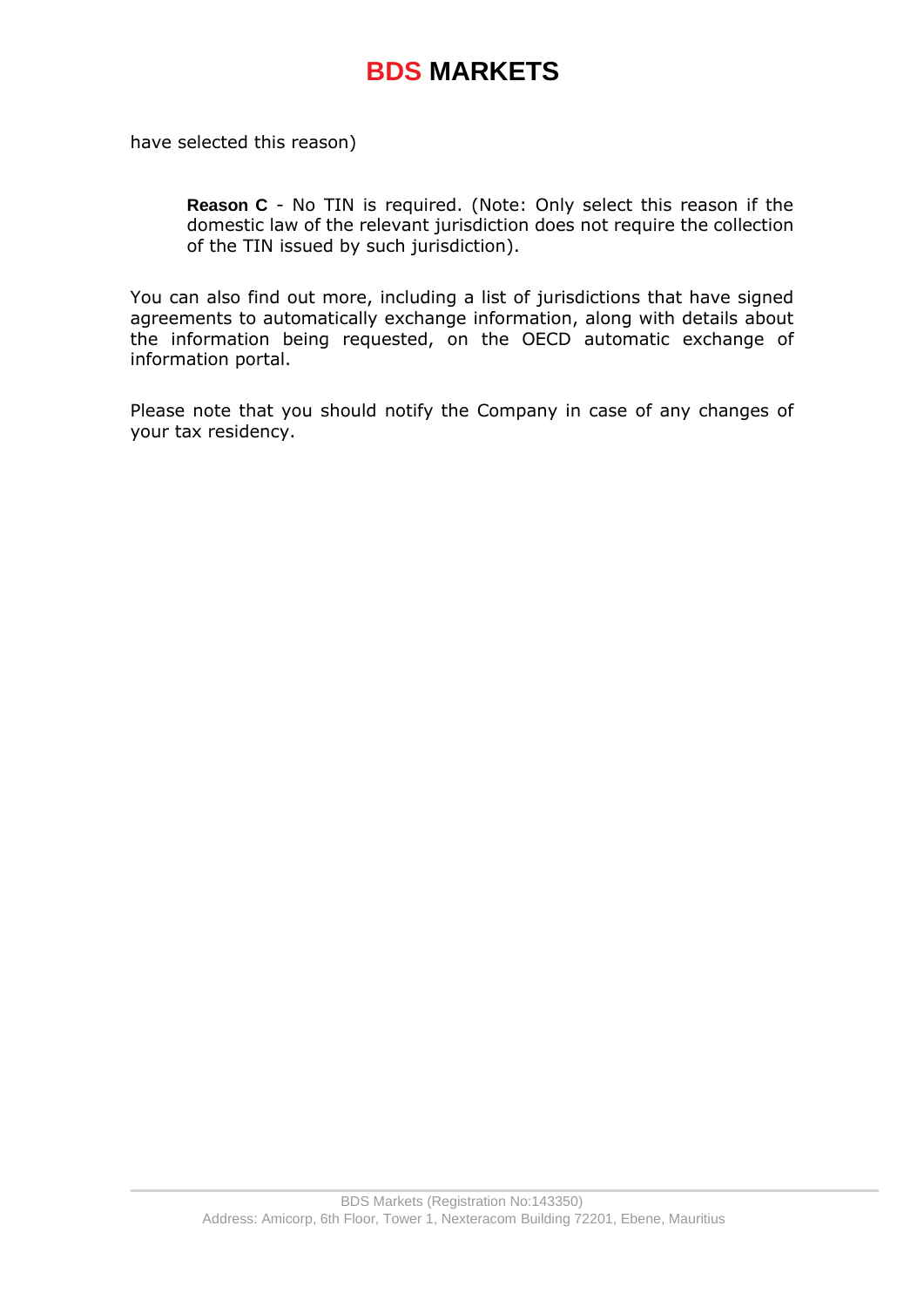have selected this reason)

> **Reason C** - No TIN is required. (Note: Only select this reason if the domestic law of the relevant jurisdiction does not require the collection of the TIN issued by such jurisdiction).

You can also find out more, including a list of jurisdictions that have signed agreements to automatically exchange information, along with details about the information being requested, on the OECD automatic exchange of information portal.

Please note that you should notify the Company in case of any changes of your tax residency.